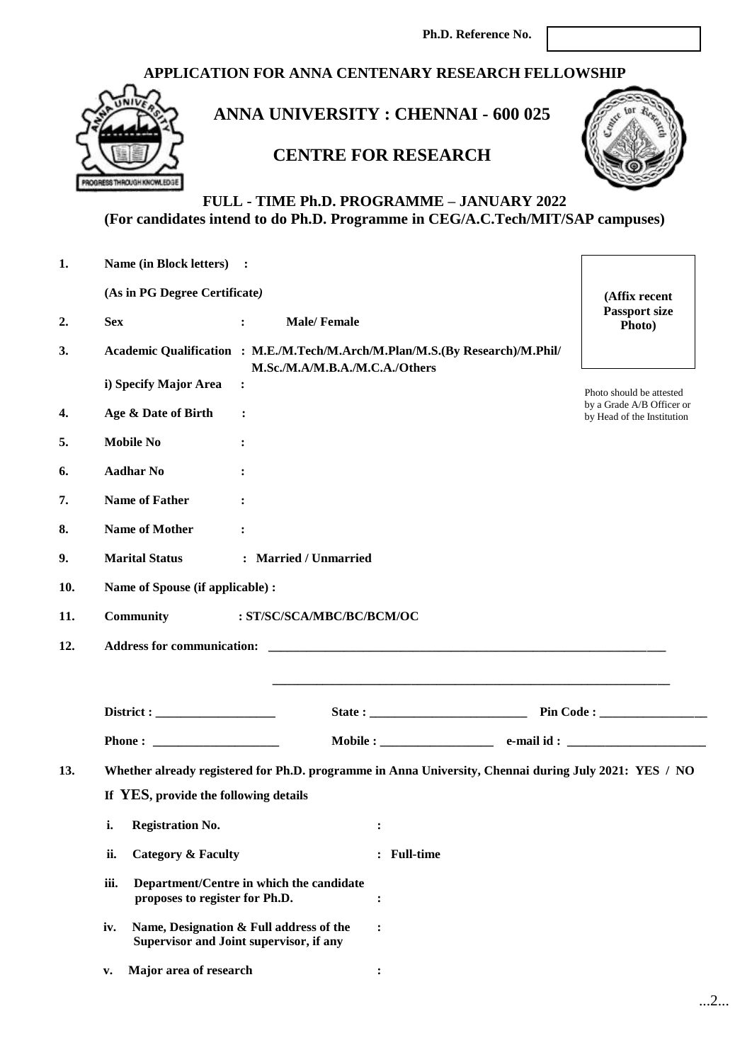Ph.D. Reference No. [ ]

# APPLICATION FOR ANNA CENTENARY RESEARCH FELLOWSHIP

## ANNA UNIVERSITY : CHENNAI - 600 025

## CENTRE FOR RESEARCH

### FULL - TIME Ph.D. PROGRAMME – JANUARY 2022
### (For candidates intend to do Ph.D. Programme in CEG/A.C.Tech/MIT/SAP campuses)

(Affix recent Passport size Photo)

Photo should be attested by a Grade A/B Officer or by Head of the Institution

1. **Name (in Block letters)** :

   **(As in PG Degree Certificate)**

2. **Sex** : **Male/ Female**

3. **Academic Qualification** : **M.E./M.Tech/M.Arch/M.Plan/M.S.(By Research)/M.Phil/ M.Sc./M.A/M.B.A./M.C.A./Others**

   **i) Specify Major Area** :

4. **Age & Date of Birth** :

5. **Mobile No** :

6. **Aadhar No** :

7. **Name of Father** :

8. **Name of Mother** :

9. **Marital Status** : **Married / Unmarried**

10. **Name of Spouse (if applicable) :**

11. **Community** : **ST/SC/SCA/MBC/BC/BCM/OC**

12. **Address for communication:** ______________________________________________

    ______________________________________________

    **District :** ____________ **State :** ____________ **Pin Code :** ____________

    **Phone :** ____________ **Mobile :** ____________ **e-mail id :** ____________

13. **Whether already registered for Ph.D. programme in Anna University, Chennai during July 2021: YES / NO**

    **If YES, provide the following details**

    i. **Registration No.** :

    ii. **Category & Faculty** : **Full-time**

    iii. **Department/Centre in which the candidate proposes to register for Ph.D.** :

    iv. **Name, Designation & Full address of the Supervisor and Joint supervisor, if any** :

    v. **Major area of research** :

...2...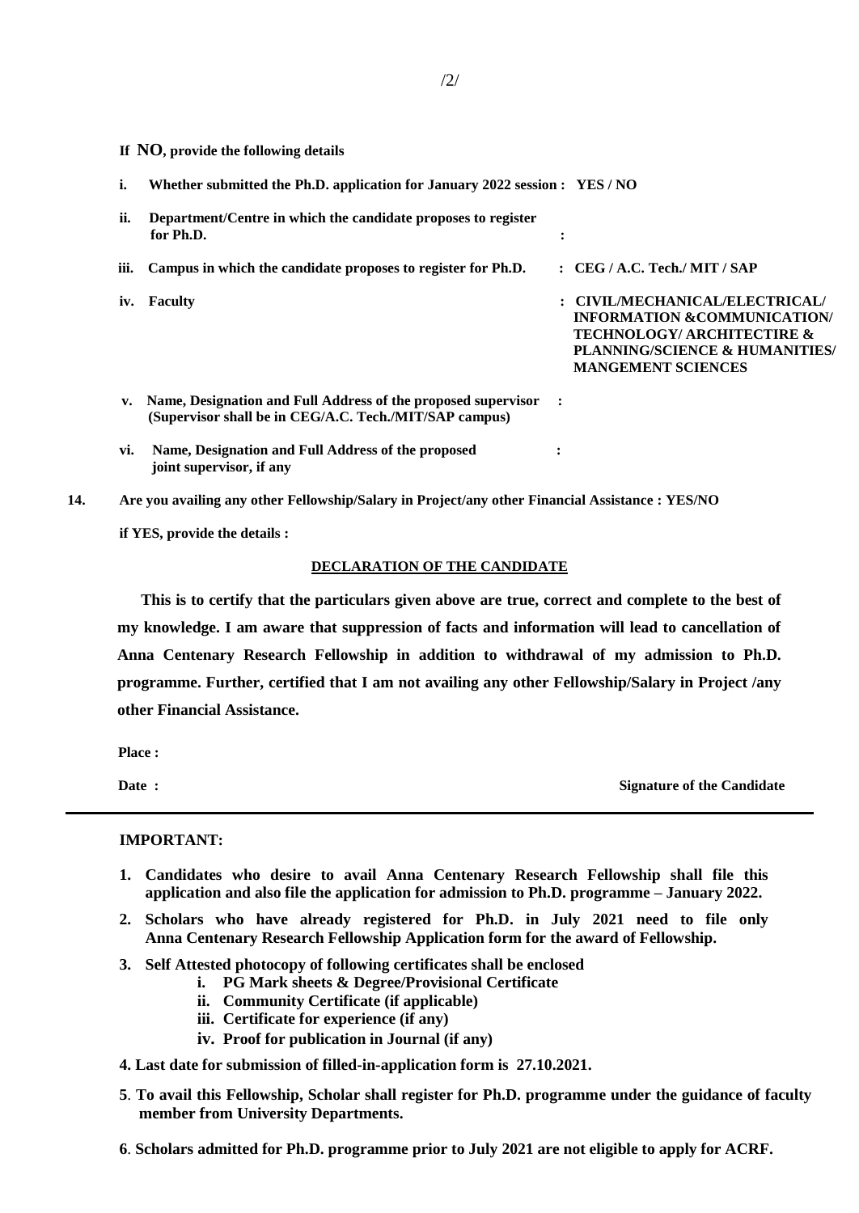**If NO, provide the following details**

i. **Whether submitted the Ph.D. application for January 2022 session : YES / NO**

ii. **Department/Centre in which the candidate proposes to register for Ph.D. :**

iii. **Campus in which the candidate proposes to register for Ph.D. : CEG / A.C. Tech./ MIT / SAP**

iv. **Faculty : CIVIL/MECHANICAL/ELECTRICAL/ INFORMATION &COMMUNICATION/ TECHNOLOGY/ ARCHITECTIRE & PLANNING/SCIENCE & HUMANITIES/ MANGEMENT SCIENCES**

v. **Name, Designation and Full Address of the proposed supervisor (Supervisor shall be in CEG/A.C. Tech./MIT/SAP campus) :**

vi. **Name, Designation and Full Address of the proposed joint supervisor, if any :**

**14. Are you availing any other Fellowship/Salary in Project/any other Financial Assistance : YES/NO**

**if YES, provide the details :**

## DECLARATION OF THE CANDIDATE

**This is to certify that the particulars given above are true, correct and complete to the best of my knowledge. I am aware that suppression of facts and information will lead to cancellation of Anna Centenary Research Fellowship in addition to withdrawal of my admission to Ph.D. programme. Further, certified that I am not availing any other Fellowship/Salary in Project /any other Financial Assistance.**

**Place :**

**Date :** **Signature of the Candidate**

---

**IMPORTANT:**

1. **Candidates who desire to avail Anna Centenary Research Fellowship shall file this application and also file the application for admission to Ph.D. programme – January 2022.**
2. **Scholars who have already registered for Ph.D. in July 2021 need to file only Anna Centenary Research Fellowship Application form for the award of Fellowship.**
3. **Self Attested photocopy of following certificates shall be enclosed**
   - i. **PG Mark sheets & Degree/Provisional Certificate**
   - ii. **Community Certificate (if applicable)**
   - iii. **Certificate for experience (if any)**
   - iv. **Proof for publication in Journal (if any)**
4. **Last date for submission of filled-in-application form is 27.10.2021.**
5. **To avail this Fellowship, Scholar shall register for Ph.D. programme under the guidance of faculty member from University Departments.**
6. **Scholars admitted for Ph.D. programme prior to July 2021 are not eligible to apply for ACRF.**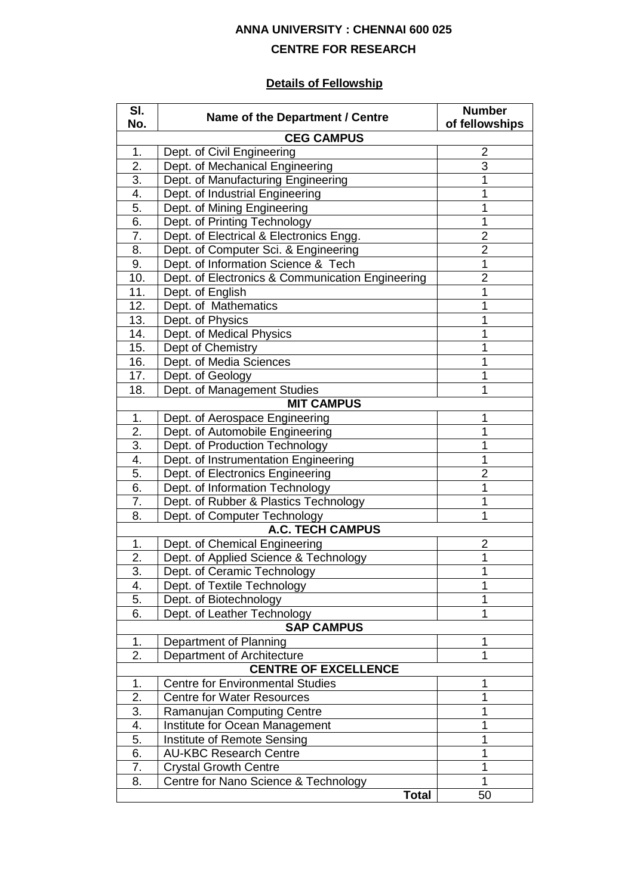**ANNA UNIVERSITY : CHENNAI 600 025**

**CENTRE FOR RESEARCH**

**Details of Fellowship**

| Sl. No. | Name of the Department / Centre | Number of fellowships |
|---|---|---|
| **CEG CAMPUS** | | |
| 1. | Dept. of Civil Engineering | 2 |
| 2. | Dept. of Mechanical Engineering | 3 |
| 3. | Dept. of Manufacturing Engineering | 1 |
| 4. | Dept. of Industrial Engineering | 1 |
| 5. | Dept. of Mining Engineering | 1 |
| 6. | Dept. of Printing Technology | 1 |
| 7. | Dept. of Electrical & Electronics Engg. | 2 |
| 8. | Dept. of Computer Sci. & Engineering | 2 |
| 9. | Dept. of Information Science & Tech | 1 |
| 10. | Dept. of Electronics & Communication Engineering | 2 |
| 11. | Dept. of English | 1 |
| 12. | Dept. of Mathematics | 1 |
| 13. | Dept. of Physics | 1 |
| 14. | Dept. of Medical Physics | 1 |
| 15. | Dept of Chemistry | 1 |
| 16. | Dept. of Media Sciences | 1 |
| 17. | Dept. of Geology | 1 |
| 18. | Dept. of Management Studies | 1 |
| **MIT CAMPUS** | | |
| 1. | Dept. of Aerospace Engineering | 1 |
| 2. | Dept. of Automobile Engineering | 1 |
| 3. | Dept. of Production Technology | 1 |
| 4. | Dept. of Instrumentation Engineering | 1 |
| 5. | Dept. of Electronics Engineering | 2 |
| 6. | Dept. of Information Technology | 1 |
| 7. | Dept. of Rubber & Plastics Technology | 1 |
| 8. | Dept. of Computer Technology | 1 |
| **A.C. TECH CAMPUS** | | |
| 1. | Dept. of Chemical Engineering | 2 |
| 2. | Dept. of Applied Science & Technology | 1 |
| 3. | Dept. of Ceramic Technology | 1 |
| 4. | Dept. of Textile Technology | 1 |
| 5. | Dept. of Biotechnology | 1 |
| 6. | Dept. of Leather Technology | 1 |
| **SAP CAMPUS** | | |
| 1. | Department of Planning | 1 |
| 2. | Department of Architecture | 1 |
| **CENTRE OF EXCELLENCE** | | |
| 1. | Centre for Environmental Studies | 1 |
| 2. | Centre for Water Resources | 1 |
| 3. | Ramanujan Computing Centre | 1 |
| 4. | Institute for Ocean Management | 1 |
| 5. | Institute of Remote Sensing | 1 |
| 6. | AU-KBC Research Centre | 1 |
| 7. | Crystal Growth Centre | 1 |
| 8. | Centre for Nano Science & Technology | 1 |
| | **Total** | 50 |